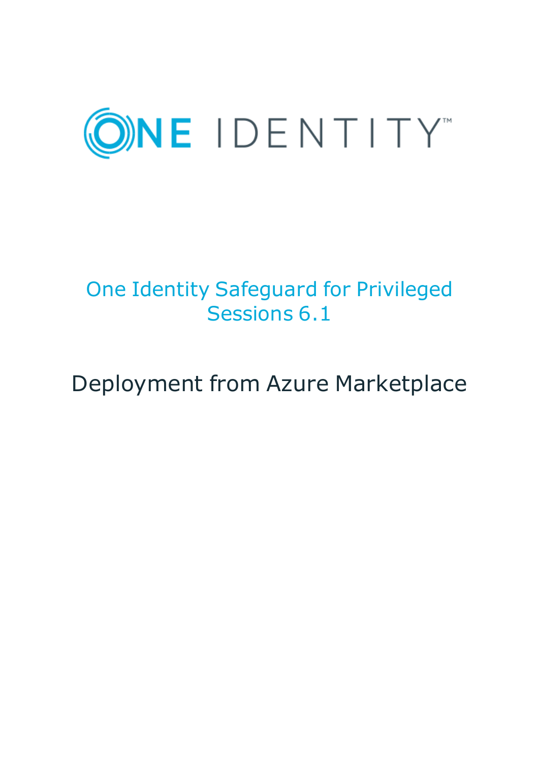ONE IDENTITY™

# One Identity Safeguard for Privileged Sessions 6.1

## Deployment from Azure Marketplace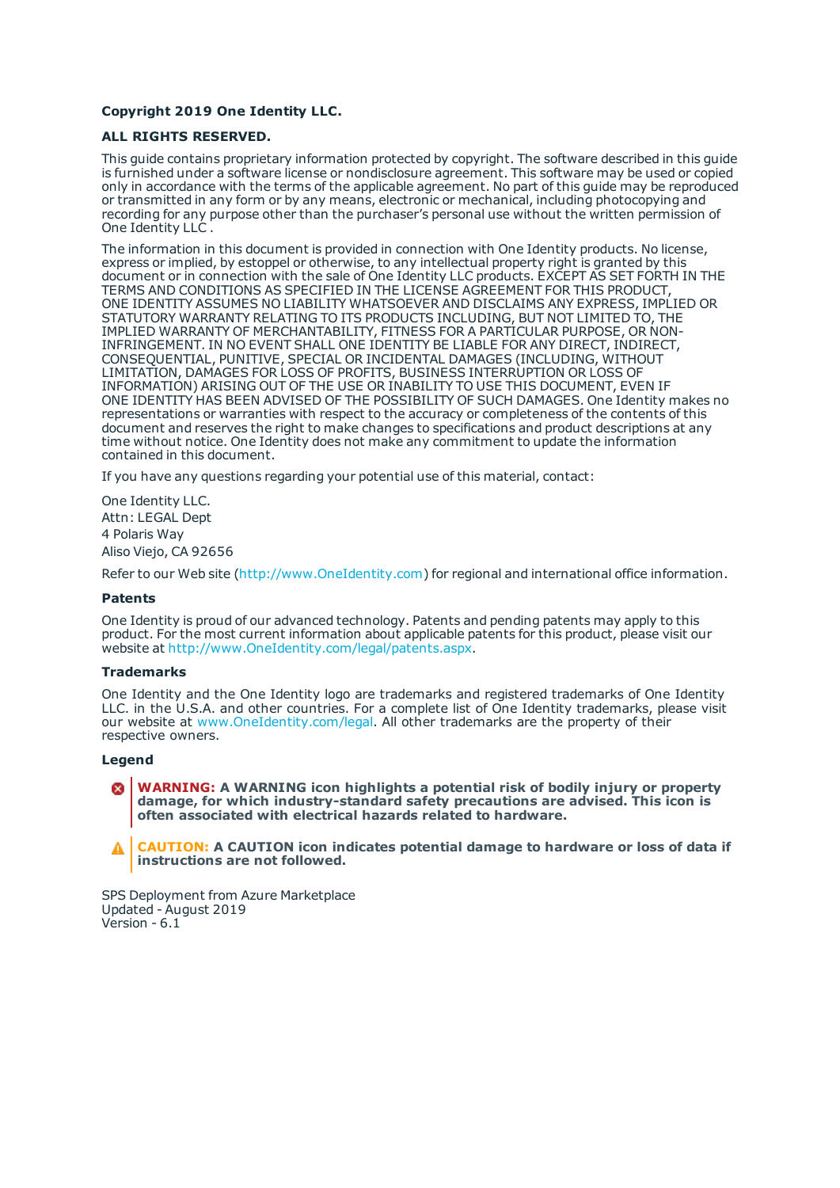**Copyright 2019 One Identity LLC.**

**ALL RIGHTS RESERVED.**

This guide contains proprietary information protected by copyright. The software described in this guide is furnished under a software license or nondisclosure agreement. This software may be used or copied only in accordance with the terms of the applicable agreement. No part of this guide may be reproduced or transmitted in any form or by any means, electronic or mechanical, including photocopying and recording for any purpose other than the purchaser's personal use without the written permission of One Identity LLC .

The information in this document is provided in connection with One Identity products. No license, express or implied, by estoppel or otherwise, to any intellectual property right is granted by this document or in connection with the sale of One Identity LLC products. EXCEPT AS SET FORTH IN THE TERMS AND CONDITIONS AS SPECIFIED IN THE LICENSE AGREEMENT FOR THIS PRODUCT, ONE IDENTITY ASSUMES NO LIABILITY WHATSOEVER AND DISCLAIMS ANY EXPRESS, IMPLIED OR STATUTORY WARRANTY RELATING TO ITS PRODUCTS INCLUDING, BUT NOT LIMITED TO, THE IMPLIED WARRANTY OF MERCHANTABILITY, FITNESS FOR A PARTICULAR PURPOSE, OR NON-INFRINGEMENT. IN NO EVENT SHALL ONE IDENTITY BE LIABLE FOR ANY DIRECT, INDIRECT, CONSEQUENTIAL, PUNITIVE, SPECIAL OR INCIDENTAL DAMAGES (INCLUDING, WITHOUT LIMITATION, DAMAGES FOR LOSS OF PROFITS, BUSINESS INTERRUPTION OR LOSS OF INFORMATION) ARISING OUT OF THE USE OR INABILITY TO USE THIS DOCUMENT, EVEN IF ONE IDENTITY HAS BEEN ADVISED OF THE POSSIBILITY OF SUCH DAMAGES. One Identity makes no representations or warranties with respect to the accuracy or completeness of the contents of this document and reserves the right to make changes to specifications and product descriptions at any time without notice. One Identity does not make any commitment to update the information contained in this document.

If you have any questions regarding your potential use of this material, contact:

One Identity LLC.
Attn: LEGAL Dept
4 Polaris Way
Aliso Viejo, CA 92656

Refer to our Web site (http://www.OneIdentity.com) for regional and international office information.

**Patents**

One Identity is proud of our advanced technology. Patents and pending patents may apply to this product. For the most current information about applicable patents for this product, please visit our website at http://www.OneIdentity.com/legal/patents.aspx.

**Trademarks**

One Identity and the One Identity logo are trademarks and registered trademarks of One Identity LLC. in the U.S.A. and other countries. For a complete list of One Identity trademarks, please visit our website at www.OneIdentity.com/legal. All other trademarks are the property of their respective owners.

**Legend**

**WARNING: A WARNING icon highlights a potential risk of bodily injury or property damage, for which industry-standard safety precautions are advised. This icon is often associated with electrical hazards related to hardware.**

**CAUTION: A CAUTION icon indicates potential damage to hardware or loss of data if instructions are not followed.**

SPS Deployment from Azure Marketplace
Updated - August 2019
Version - 6.1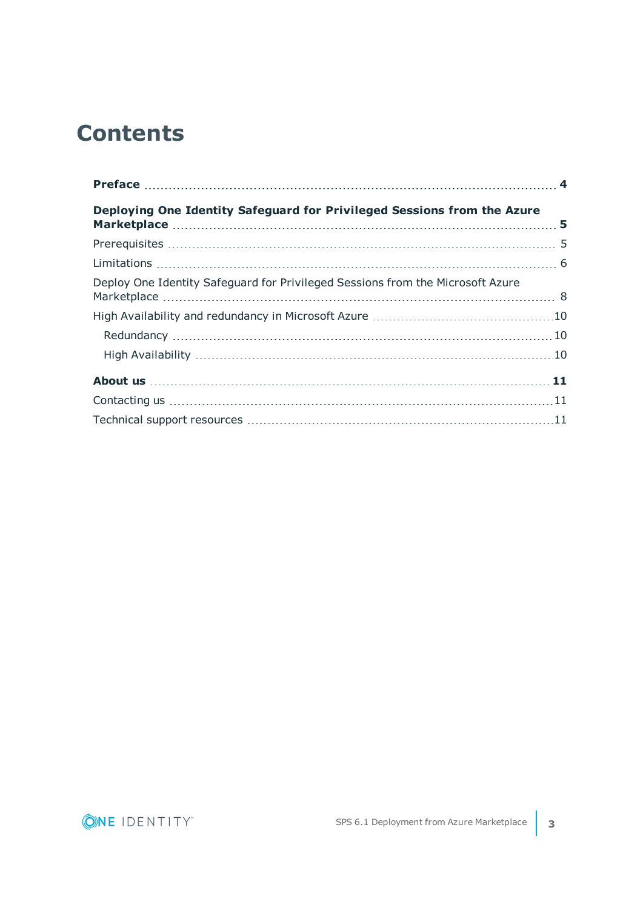# Contents

**Preface** 4

**Deploying One Identity Safeguard for Privileged Sessions from the Azure Marketplace** 5

Prerequisites 5

Limitations 6

Deploy One Identity Safeguard for Privileged Sessions from the Microsoft Azure Marketplace 8

High Availability and redundancy in Microsoft Azure 10

- Redundancy 10
- High Availability 10

**About us** 11

Contacting us 11

Technical support resources 11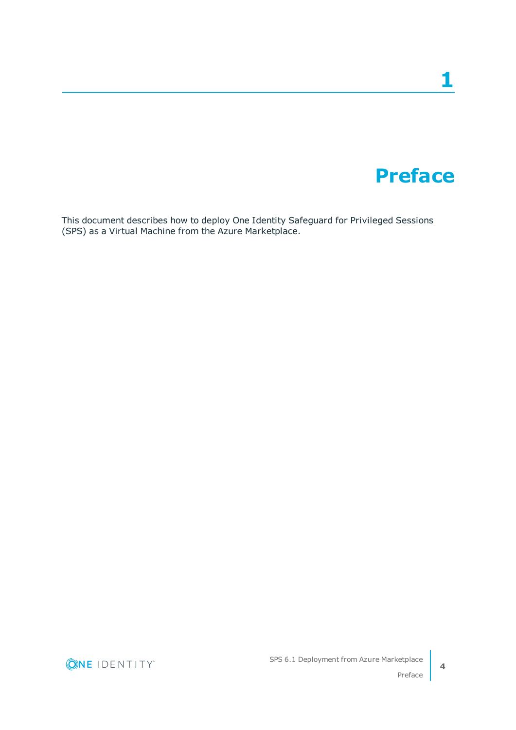# 1 Preface

This document describes how to deploy One Identity Safeguard for Privileged Sessions (SPS) as a Virtual Machine from the Azure Marketplace.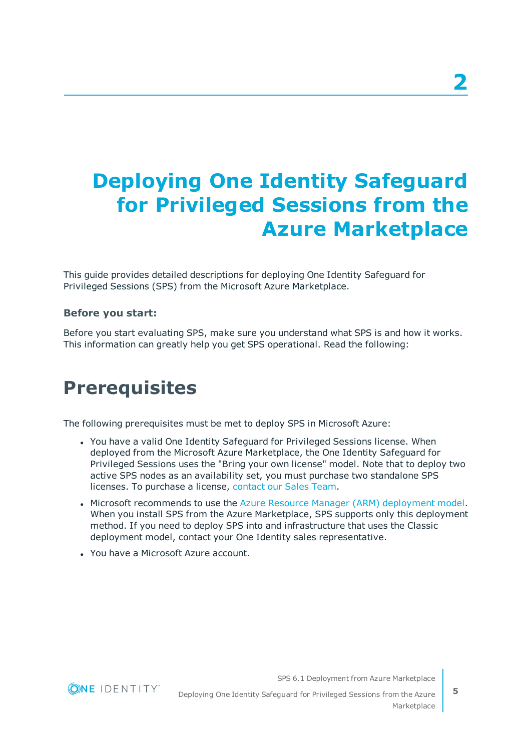# 2 Deploying One Identity Safeguard for Privileged Sessions from the Azure Marketplace

This guide provides detailed descriptions for deploying One Identity Safeguard for Privileged Sessions (SPS) from the Microsoft Azure Marketplace.

**Before you start:**

Before you start evaluating SPS, make sure you understand what SPS is and how it works. This information can greatly help you get SPS operational. Read the following:

## Prerequisites

The following prerequisites must be met to deploy SPS in Microsoft Azure:

- You have a valid One Identity Safeguard for Privileged Sessions license. When deployed from the Microsoft Azure Marketplace, the One Identity Safeguard for Privileged Sessions uses the "Bring your own license" model. Note that to deploy two active SPS nodes as an availability set, you must purchase two standalone SPS licenses. To purchase a license, contact our Sales Team.
- Microsoft recommends to use the Azure Resource Manager (ARM) deployment model. When you install SPS from the Azure Marketplace, SPS supports only this deployment method. If you need to deploy SPS into and infrastructure that uses the Classic deployment model, contact your One Identity sales representative.
- You have a Microsoft Azure account.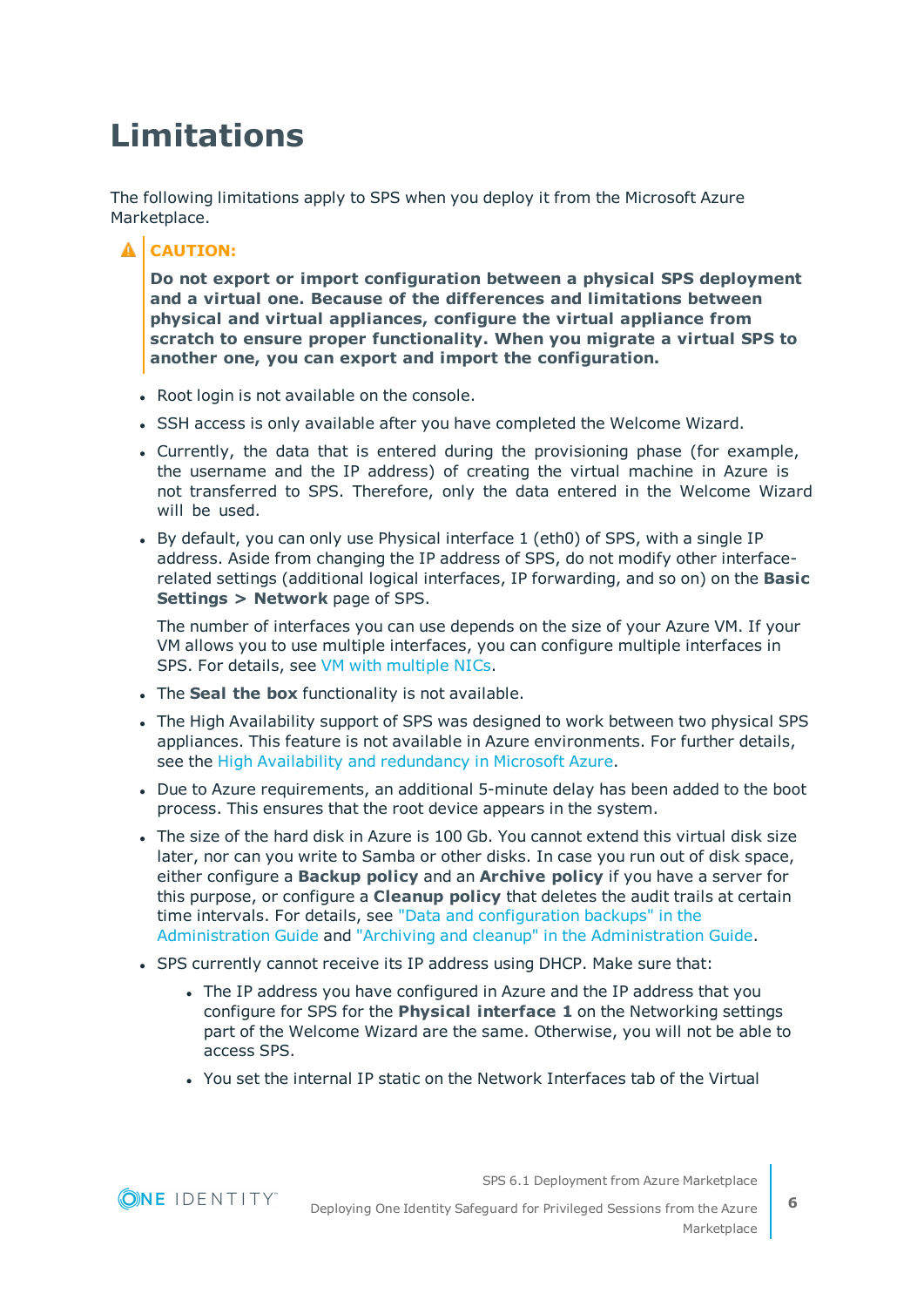# Limitations

The following limitations apply to SPS when you deploy it from the Microsoft Azure Marketplace.

> **CAUTION:**
>
> **Do not export or import configuration between a physical SPS deployment and a virtual one. Because of the differences and limitations between physical and virtual appliances, configure the virtual appliance from scratch to ensure proper functionality. When you migrate a virtual SPS to another one, you can export and import the configuration.**

- Root login is not available on the console.
- SSH access is only available after you have completed the Welcome Wizard.
- Currently, the data that is entered during the provisioning phase (for example, the username and the IP address) of creating the virtual machine in Azure is not transferred to SPS. Therefore, only the data entered in the Welcome Wizard will be used.
- By default, you can only use Physical interface 1 (eth0) of SPS, with a single IP address. Aside from changing the IP address of SPS, do not modify other interface-related settings (additional logical interfaces, IP forwarding, and so on) on the **Basic Settings > Network** page of SPS.

  The number of interfaces you can use depends on the size of your Azure VM. If your VM allows you to use multiple interfaces, you can configure multiple interfaces in SPS. For details, see VM with multiple NICs.
- The **Seal the box** functionality is not available.
- The High Availability support of SPS was designed to work between two physical SPS appliances. This feature is not available in Azure environments. For further details, see the High Availability and redundancy in Microsoft Azure.
- Due to Azure requirements, an additional 5-minute delay has been added to the boot process. This ensures that the root device appears in the system.
- The size of the hard disk in Azure is 100 Gb. You cannot extend this virtual disk size later, nor can you write to Samba or other disks. In case you run out of disk space, either configure a **Backup policy** and an **Archive policy** if you have a server for this purpose, or configure a **Cleanup policy** that deletes the audit trails at certain time intervals. For details, see "Data and configuration backups" in the Administration Guide and "Archiving and cleanup" in the Administration Guide.
- SPS currently cannot receive its IP address using DHCP. Make sure that:
  - The IP address you have configured in Azure and the IP address that you configure for SPS for the **Physical interface 1** on the Networking settings part of the Welcome Wizard are the same. Otherwise, you will not be able to access SPS.
  - You set the internal IP static on the Network Interfaces tab of the Virtual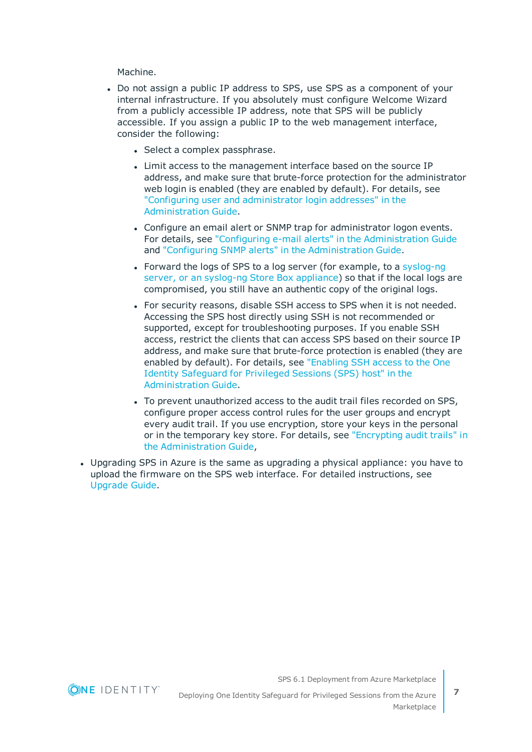Machine.

- Do not assign a public IP address to SPS, use SPS as a component of your internal infrastructure. If you absolutely must configure Welcome Wizard from a publicly accessible IP address, note that SPS will be publicly accessible. If you assign a public IP to the web management interface, consider the following:
  - Select a complex passphrase.
  - Limit access to the management interface based on the source IP address, and make sure that brute-force protection for the administrator web login is enabled (they are enabled by default). For details, see "Configuring user and administrator login addresses" in the Administration Guide.
  - Configure an email alert or SNMP trap for administrator logon events. For details, see "Configuring e-mail alerts" in the Administration Guide and "Configuring SNMP alerts" in the Administration Guide.
  - Forward the logs of SPS to a log server (for example, to a syslog-ng server, or an syslog-ng Store Box appliance) so that if the local logs are compromised, you still have an authentic copy of the original logs.
  - For security reasons, disable SSH access to SPS when it is not needed. Accessing the SPS host directly using SSH is not recommended or supported, except for troubleshooting purposes. If you enable SSH access, restrict the clients that can access SPS based on their source IP address, and make sure that brute-force protection is enabled (they are enabled by default). For details, see "Enabling SSH access to the One Identity Safeguard for Privileged Sessions (SPS) host" in the Administration Guide.
  - To prevent unauthorized access to the audit trail files recorded on SPS, configure proper access control rules for the user groups and encrypt every audit trail. If you use encryption, store your keys in the personal or in the temporary key store. For details, see "Encrypting audit trails" in the Administration Guide,
- Upgrading SPS in Azure is the same as upgrading a physical appliance: you have to upload the firmware on the SPS web interface. For detailed instructions, see Upgrade Guide.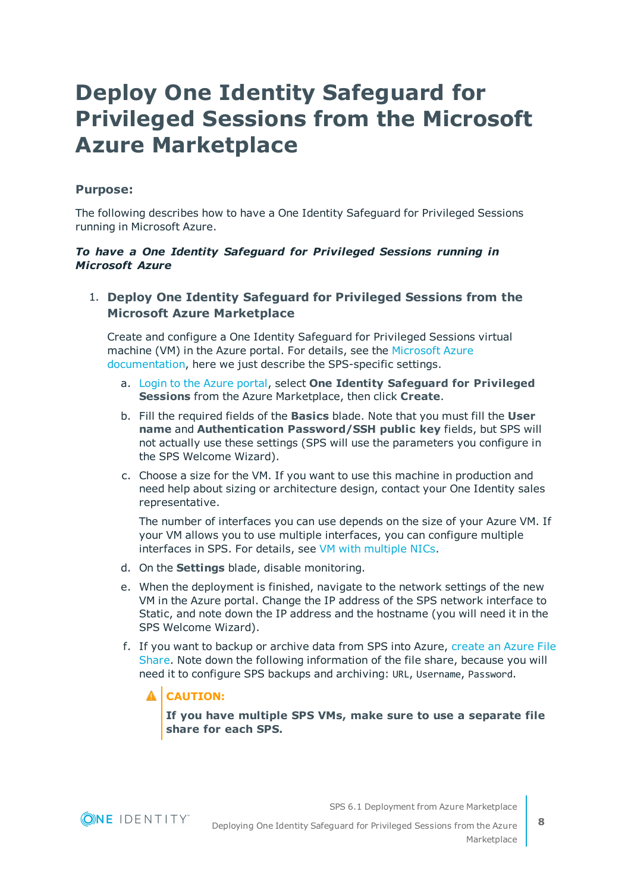# Deploy One Identity Safeguard for Privileged Sessions from the Microsoft Azure Marketplace

### Purpose:

The following describes how to have a One Identity Safeguard for Privileged Sessions running in Microsoft Azure.

***To have a One Identity Safeguard for Privileged Sessions running in Microsoft Azure***

1. **Deploy One Identity Safeguard for Privileged Sessions from the Microsoft Azure Marketplace**

   Create and configure a One Identity Safeguard for Privileged Sessions virtual machine (VM) in the Azure portal. For details, see the Microsoft Azure documentation, here we just describe the SPS-specific settings.

   a. Login to the Azure portal, select **One Identity Safeguard for Privileged Sessions** from the Azure Marketplace, then click **Create**.

   b. Fill the required fields of the **Basics** blade. Note that you must fill the **User name** and **Authentication Password/SSH public key** fields, but SPS will not actually use these settings (SPS will use the parameters you configure in the SPS Welcome Wizard).

   c. Choose a size for the VM. If you want to use this machine in production and need help about sizing or architecture design, contact your One Identity sales representative.

      The number of interfaces you can use depends on the size of your Azure VM. If your VM allows you to use multiple interfaces, you can configure multiple interfaces in SPS. For details, see VM with multiple NICs.

   d. On the **Settings** blade, disable monitoring.

   e. When the deployment is finished, navigate to the network settings of the new VM in the Azure portal. Change the IP address of the SPS network interface to Static, and note down the IP address and the hostname (you will need it in the SPS Welcome Wizard).

   f. If you want to backup or archive data from SPS into Azure, create an Azure File Share. Note down the following information of the file share, because you will need it to configure SPS backups and archiving: `URL`, `Username`, `Password`.

      **CAUTION:**

      **If you have multiple SPS VMs, make sure to use a separate file share for each SPS.**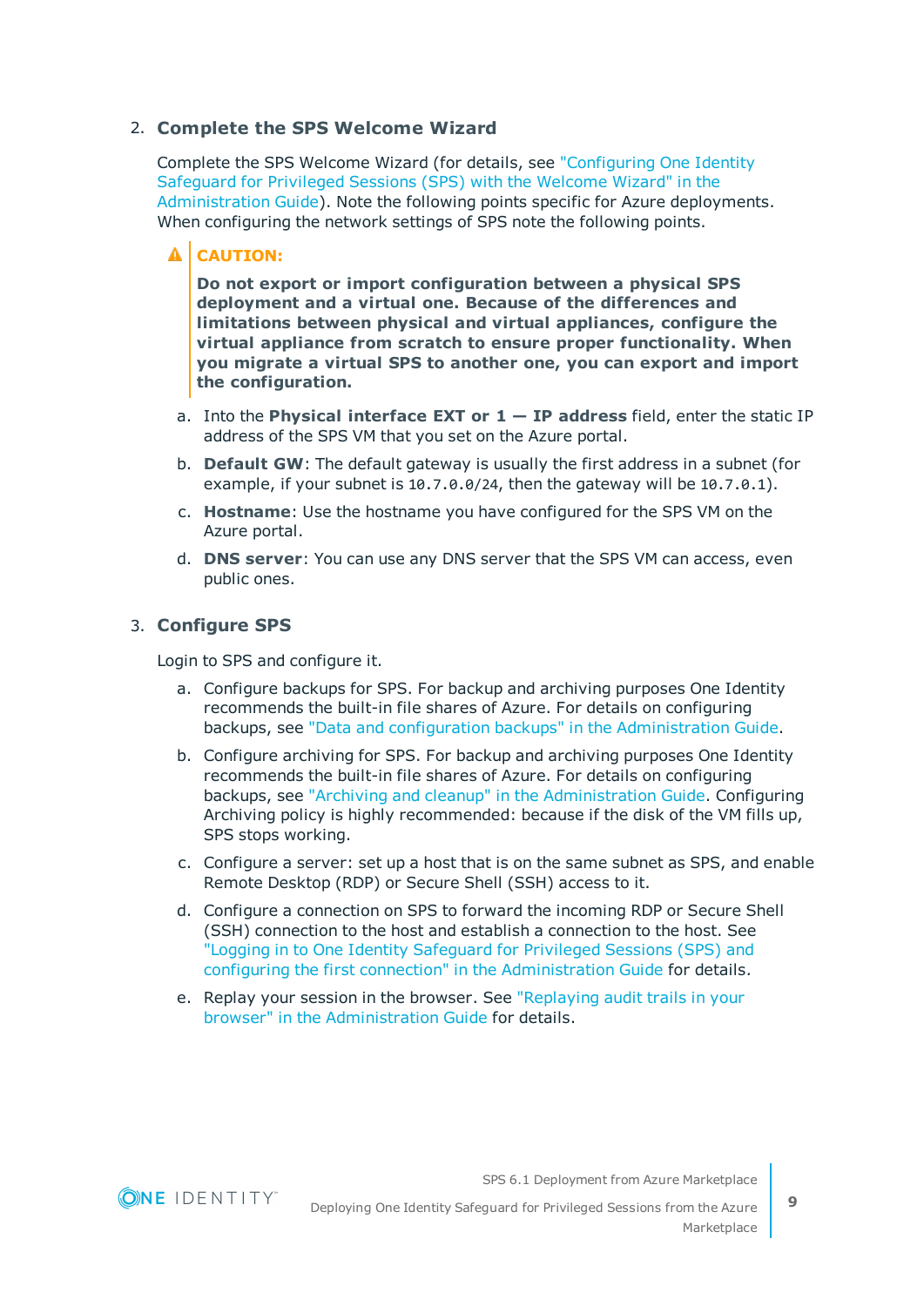2. **Complete the SPS Welcome Wizard**

   Complete the SPS Welcome Wizard (for details, see "Configuring One Identity Safeguard for Privileged Sessions (SPS) with the Welcome Wizard" in the Administration Guide). Note the following points specific for Azure deployments. When configuring the network settings of SPS note the following points.

   > **CAUTION:**
   >
   > **Do not export or import configuration between a physical SPS deployment and a virtual one. Because of the differences and limitations between physical and virtual appliances, configure the virtual appliance from scratch to ensure proper functionality. When you migrate a virtual SPS to another one, you can export and import the configuration.**

   a. Into the **Physical interface EXT or 1 — IP address** field, enter the static IP address of the SPS VM that you set on the Azure portal.

   b. **Default GW**: The default gateway is usually the first address in a subnet (for example, if your subnet is `10.7.0.0/24`, then the gateway will be `10.7.0.1`).

   c. **Hostname**: Use the hostname you have configured for the SPS VM on the Azure portal.

   d. **DNS server**: You can use any DNS server that the SPS VM can access, even public ones.

3. **Configure SPS**

   Login to SPS and configure it.

   a. Configure backups for SPS. For backup and archiving purposes One Identity recommends the built-in file shares of Azure. For details on configuring backups, see "Data and configuration backups" in the Administration Guide.

   b. Configure archiving for SPS. For backup and archiving purposes One Identity recommends the built-in file shares of Azure. For details on configuring backups, see "Archiving and cleanup" in the Administration Guide. Configuring Archiving policy is highly recommended: because if the disk of the VM fills up, SPS stops working.

   c. Configure a server: set up a host that is on the same subnet as SPS, and enable Remote Desktop (RDP) or Secure Shell (SSH) access to it.

   d. Configure a connection on SPS to forward the incoming RDP or Secure Shell (SSH) connection to the host and establish a connection to the host. See "Logging in to One Identity Safeguard for Privileged Sessions (SPS) and configuring the first connection" in the Administration Guide for details.

   e. Replay your session in the browser. See "Replaying audit trails in your browser" in the Administration Guide for details.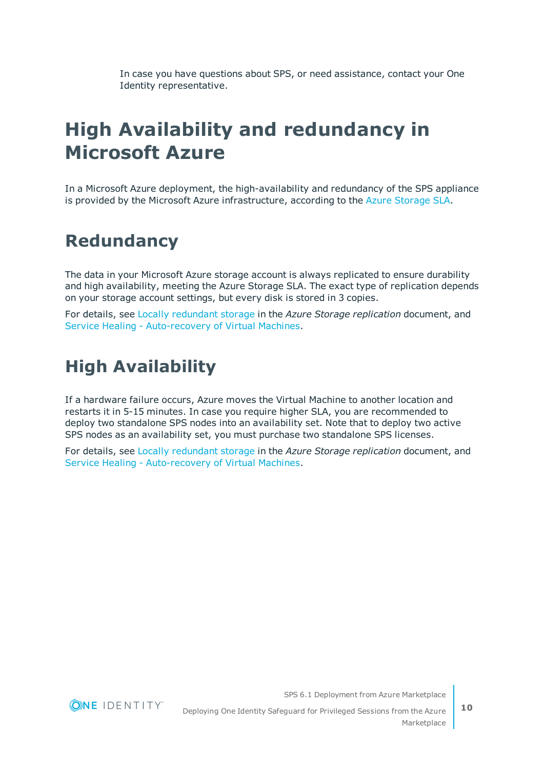In case you have questions about SPS, or need assistance, contact your One Identity representative.

# High Availability and redundancy in Microsoft Azure

In a Microsoft Azure deployment, the high-availability and redundancy of the SPS appliance is provided by the Microsoft Azure infrastructure, according to the Azure Storage SLA.

## Redundancy

The data in your Microsoft Azure storage account is always replicated to ensure durability and high availability, meeting the Azure Storage SLA. The exact type of replication depends on your storage account settings, but every disk is stored in 3 copies.

For details, see Locally redundant storage in the *Azure Storage replication* document, and Service Healing - Auto-recovery of Virtual Machines.

## High Availability

If a hardware failure occurs, Azure moves the Virtual Machine to another location and restarts it in 5-15 minutes. In case you require higher SLA, you are recommended to deploy two standalone SPS nodes into an availability set. Note that to deploy two active SPS nodes as an availability set, you must purchase two standalone SPS licenses.

For details, see Locally redundant storage in the *Azure Storage replication* document, and Service Healing - Auto-recovery of Virtual Machines.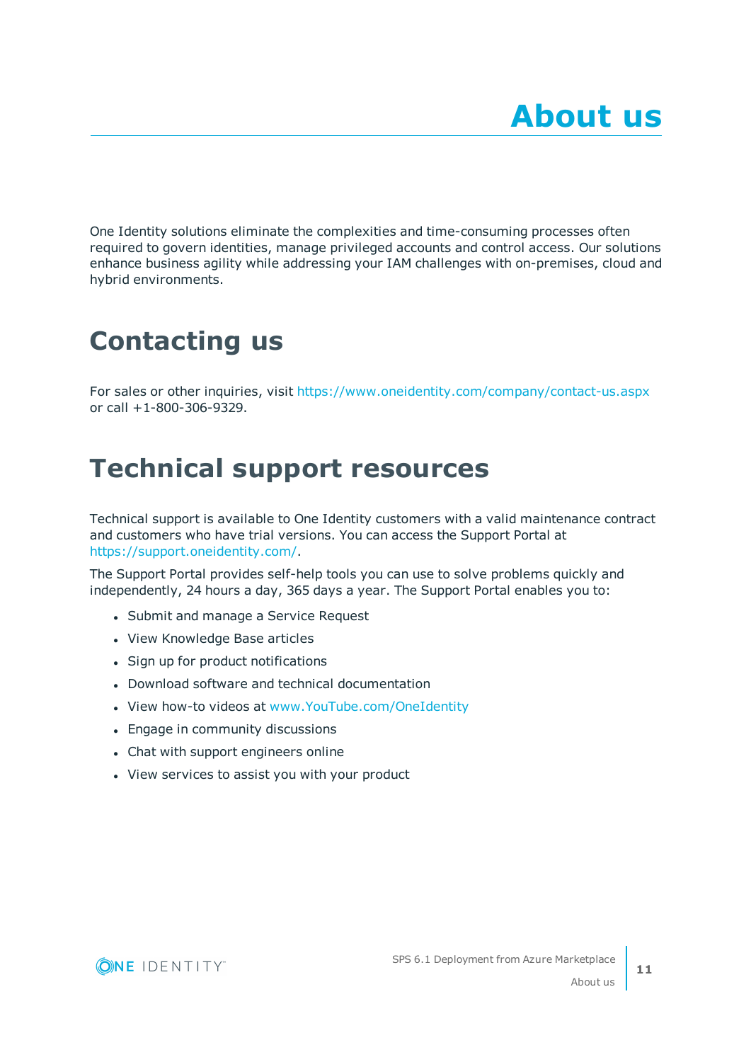# About us

One Identity solutions eliminate the complexities and time-consuming processes often required to govern identities, manage privileged accounts and control access. Our solutions enhance business agility while addressing your IAM challenges with on-premises, cloud and hybrid environments.

## Contacting us

For sales or other inquiries, visit https://www.oneidentity.com/company/contact-us.aspx or call +1-800-306-9329.

## Technical support resources

Technical support is available to One Identity customers with a valid maintenance contract and customers who have trial versions. You can access the Support Portal at https://support.oneidentity.com/.

The Support Portal provides self-help tools you can use to solve problems quickly and independently, 24 hours a day, 365 days a year. The Support Portal enables you to:

- Submit and manage a Service Request
- View Knowledge Base articles
- Sign up for product notifications
- Download software and technical documentation
- View how-to videos at www.YouTube.com/OneIdentity
- Engage in community discussions
- Chat with support engineers online
- View services to assist you with your product